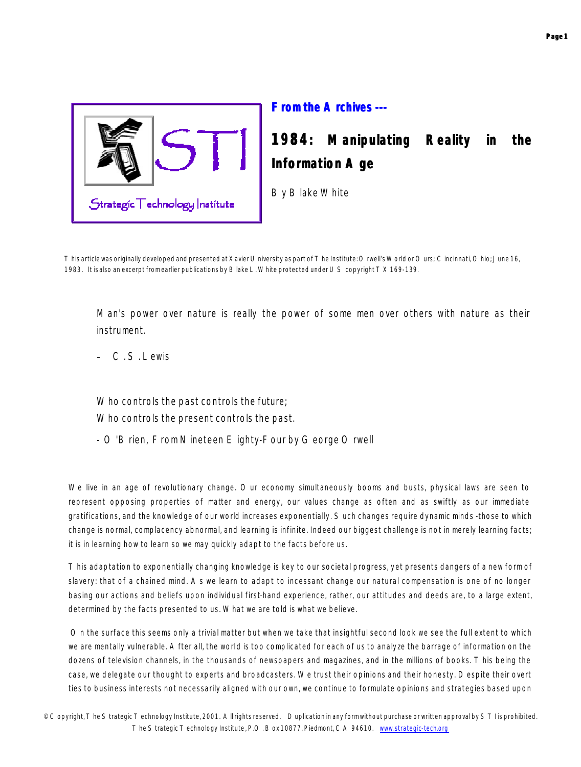**From the Archives ---**

# 1984: Manipulating Reality in the Information Age

By Blake White

This article was originally developed and presented at Xavier University as part of The Institute: Orwell's World or Ours; Cincinnati, Ohio; June 16, 1983. It is also an excerpt from earlier publications by Blake L. White protected under US copyright TX 169-139.

> Man's power over nature is really the power of some men over others with nature as their instrument.
>
> – C.S. Lewis

> Who controls the past controls the future;
> Who controls the present controls the past.
>
> - O'Brien, From Nineteen Eighty-Four by George Orwell

We live in an age of revolutionary change. Our economy simultaneously booms and busts, physical laws are seen to represent opposing properties of matter and energy, our values change as often and as swiftly as our immediate gratifications, and the knowledge of our world increases exponentially. Such changes require dynamic minds -those to which change is normal, complacency abnormal, and learning is infinite. Indeed our biggest challenge is not in merely learning facts; it is in learning how to learn so we may quickly adapt to the facts before us.

This adaptation to exponentially changing knowledge is key to our societal progress, yet presents dangers of a new form of slavery: that of a chained mind. As we learn to adapt to incessant change our natural compensation is one of no longer basing our actions and beliefs upon individual first-hand experience, rather, our attitudes and deeds are, to a large extent, determined by the facts presented to us. What we are told is what we believe.

On the surface this seems only a trivial matter but when we take that insightful second look we see the full extent to which we are mentally vulnerable. After all, the world is too complicated for each of us to analyze the barrage of information on the dozens of television channels, in the thousands of newspapers and magazines, and in the millions of books. This being the case, we delegate our thought to experts and broadcasters. We trust their opinions and their honesty. Despite their overt ties to business interests not necessarily aligned with our own, we continue to formulate opinions and strategies based upon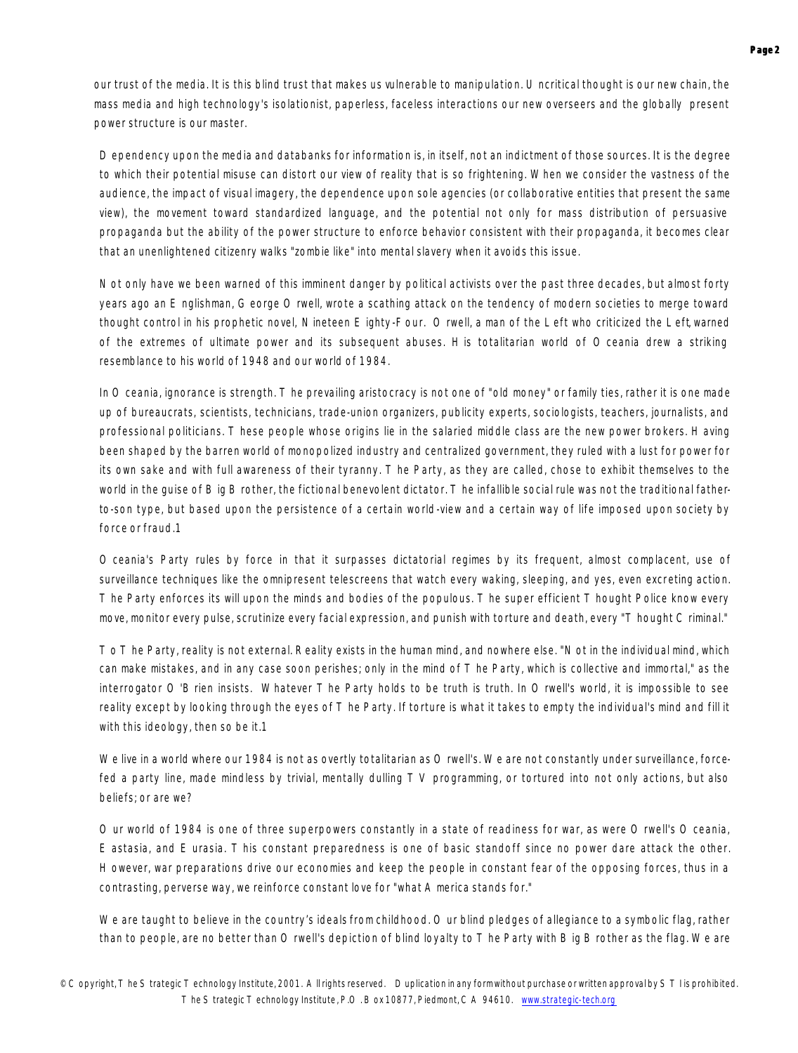our trust of the media. It is this blind trust that makes us vulnerable to manipulation. Uncritical thought is our new chain, the mass media and high technology's isolationist, paperless, faceless interactions our new overseers and the globally present power structure is our master.

Dependency upon the media and databanks for information is, in itself, not an indictment of those sources. It is the degree to which their potential misuse can distort our view of reality that is so frightening. When we consider the vastness of the audience, the impact of visual imagery, the dependence upon sole agencies (or collaborative entities that present the same view), the movement toward standardized language, and the potential not only for mass distribution of persuasive propaganda but the ability of the power structure to enforce behavior consistent with their propaganda, it becomes clear that an unenlightened citizenry walks "zombie like" into mental slavery when it avoids this issue.

Not only have we been warned of this imminent danger by political activists over the past three decades, but almost forty years ago an Englishman, George Orwell, wrote a scathing attack on the tendency of modern societies to merge toward thought control in his prophetic novel, Nineteen Eighty-Four. Orwell, a man of the Left who criticized the Left, warned of the extremes of ultimate power and its subsequent abuses. His totalitarian world of Oceania drew a striking resemblance to his world of 1948 and our world of 1984.

In Oceania, ignorance is strength. The prevailing aristocracy is not one of "old money" or family ties, rather it is one made up of bureaucrats, scientists, technicians, trade-union organizers, publicity experts, sociologists, teachers, journalists, and professional politicians. These people whose origins lie in the salaried middle class are the new power brokers. Having been shaped by the barren world of monopolized industry and centralized government, they ruled with a lust for power for its own sake and with full awareness of their tyranny. The Party, as they are called, chose to exhibit themselves to the world in the guise of Big Brother, the fictional benevolent dictator. The infallible social rule was not the traditional father-to-son type, but based upon the persistence of a certain world-view and a certain way of life imposed upon society by force or fraud.1

Oceania's Party rules by force in that it surpasses dictatorial regimes by its frequent, almost complacent, use of surveillance techniques like the omnipresent telescreens that watch every waking, sleeping, and yes, even excreting action. The Party enforces its will upon the minds and bodies of the populous. The super efficient Thought Police know every move, monitor every pulse, scrutinize every facial expression, and punish with torture and death, every "Thought Criminal."

To The Party, reality is not external. Reality exists in the human mind, and nowhere else. "Not in the individual mind, which can make mistakes, and in any case soon perishes; only in the mind of The Party, which is collective and immortal," as the interrogator O'Brien insists. Whatever The Party holds to be truth is truth. In Orwell's world, it is impossible to see reality except by looking through the eyes of The Party. If torture is what it takes to empty the individual's mind and fill it with this ideology, then so be it.1

We live in a world where our 1984 is not as overtly totalitarian as Orwell's. We are not constantly under surveillance, force-fed a party line, made mindless by trivial, mentally dulling TV programming, or tortured into not only actions, but also beliefs; or are we?

Our world of 1984 is one of three superpowers constantly in a state of readiness for war, as were Orwell's Oceania, Eastasia, and Eurasia. This constant preparedness is one of basic standoff since no power dare attack the other. However, war preparations drive our economies and keep the people in constant fear of the opposing forces, thus in a contrasting, perverse way, we reinforce constant love for "what America stands for."

We are taught to believe in the country's ideals from childhood. Our blind pledges of allegiance to a symbolic flag, rather than to people, are no better than Orwell's depiction of blind loyalty to The Party with Big Brother as the flag. We are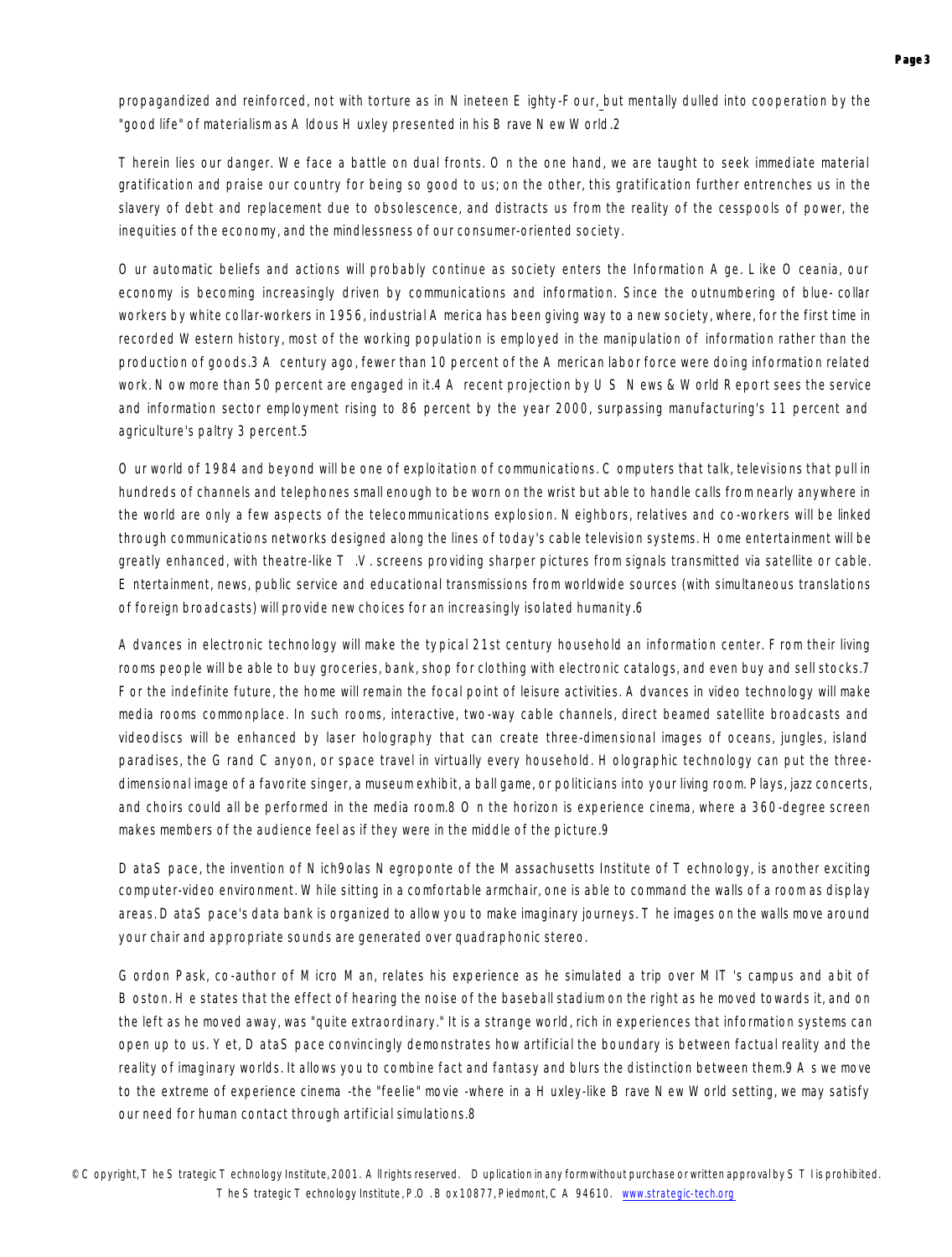propagandized and reinforced, not with torture as in Nineteen Eighty-Four, but mentally dulled into cooperation by the "good life" of materialism as Aldous Huxley presented in his Brave New World.[2]

Therein lies our danger. We face a battle on dual fronts. On the one hand, we are taught to seek immediate material gratification and praise our country for being so good to us; on the other, this gratification further entrenches us in the slavery of debt and replacement due to obsolescence, and distracts us from the reality of the cesspools of power, the inequities of the economy, and the mindlessness of our consumer-oriented society.

Our automatic beliefs and actions will probably continue as society enters the Information Age. Like Oceania, our economy is becoming increasingly driven by communications and information. Since the outnumbering of blue-collar workers by white collar-workers in 1956, industrial America has been giving way to a new society, where, for the first time in recorded Western history, most of the working population is employed in the manipulation of information rather than the production of goods.[3] A century ago, fewer than 10 percent of the American labor force were doing information related work. Now more than 50 percent are engaged in it.[4] A recent projection by US News & World Report sees the service and information sector employment rising to 86 percent by the year 2000, surpassing manufacturing's 11 percent and agriculture's paltry 3 percent.[5]

Our world of 1984 and beyond will be one of exploitation of communications. Computers that talk, televisions that pull in hundreds of channels and telephones small enough to be worn on the wrist but able to handle calls from nearly anywhere in the world are only a few aspects of the telecommunications explosion. Neighbors, relatives and co-workers will be linked through communications networks designed along the lines of today's cable television systems. Home entertainment will be greatly enhanced, with theatre-like T.V. screens providing sharper pictures from signals transmitted via satellite or cable. Entertainment, news, public service and educational transmissions from worldwide sources (with simultaneous translations of foreign broadcasts) will provide new choices for an increasingly isolated humanity.[6]

Advances in electronic technology will make the typical 21st century household an information center. From their living rooms people will be able to buy groceries, bank, shop for clothing with electronic catalogs, and even buy and sell stocks.[7] For the indefinite future, the home will remain the focal point of leisure activities. Advances in video technology will make media rooms commonplace. In such rooms, interactive, two-way cable channels, direct beamed satellite broadcasts and videodiscs will be enhanced by laser holography that can create three-dimensional images of oceans, jungles, island paradises, the Grand Canyon, or space travel in virtually every household. Holographic technology can put the three-dimensional image of a favorite singer, a museum exhibit, a ball game, or politicians into your living room. Plays, jazz concerts, and choirs could all be performed in the media room.[8] On the horizon is experience cinema, where a 360-degree screen makes members of the audience feel as if they were in the middle of the picture.[9]

DataSpace, the invention of Nich9olas Negroponte of the Massachusetts Institute of Technology, is another exciting computer-video environment. While sitting in a comfortable armchair, one is able to command the walls of a room as display areas. DataSpace's data bank is organized to allow you to make imaginary journeys. The images on the walls move around your chair and appropriate sounds are generated over quadraphonic stereo.

Gordon Pask, co-author of Micro Man, relates his experience as he simulated a trip over MIT's campus and a bit of Boston. He states that the effect of hearing the noise of the baseball stadium on the right as he moved towards it, and on the left as he moved away, was "quite extraordinary." It is a strange world, rich in experiences that information systems can open up to us. Yet, DataSpace convincingly demonstrates how artificial the boundary is between factual reality and the reality of imaginary worlds. It allows you to combine fact and fantasy and blurs the distinction between them.[9] As we move to the extreme of experience cinema -the "feelie" movie -where in a Huxley-like Brave New World setting, we may satisfy our need for human contact through artificial simulations.[8]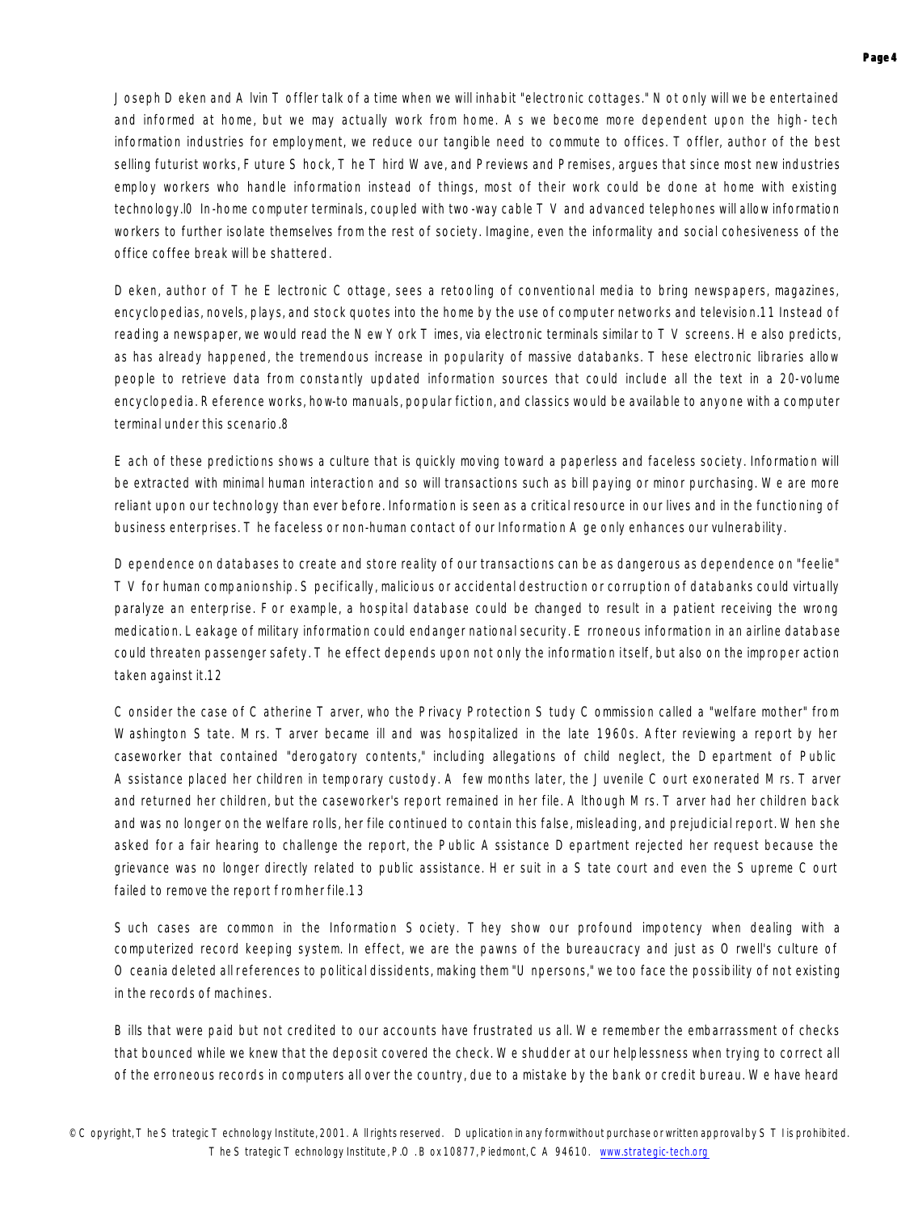Joseph Deken and Alvin Toffler talk of a time when we will inhabit "electronic cottages." Not only will we be entertained and informed at home, but we may actually work from home. As we become more dependent upon the high-tech information industries for employment, we reduce our tangible need to commute to offices. Toffler, author of the best selling futurist works, Future Shock, The Third Wave, and Previews and Premises, argues that since most new industries employ workers who handle information instead of things, most of their work could be done at home with existing technology.10 In-home computer terminals, coupled with two-way cable TV and advanced telephones will allow information workers to further isolate themselves from the rest of society. Imagine, even the informality and social cohesiveness of the office coffee break will be shattered.

Deken, author of The Electronic Cottage, sees a retooling of conventional media to bring newspapers, magazines, encyclopedias, novels, plays, and stock quotes into the home by the use of computer networks and television.11 Instead of reading a newspaper, we would read the New York Times, via electronic terminals similar to TV screens. He also predicts, as has already happened, the tremendous increase in popularity of massive databanks. These electronic libraries allow people to retrieve data from constantly updated information sources that could include all the text in a 20-volume encyclopedia. Reference works, how-to manuals, popular fiction, and classics would be available to anyone with a computer terminal under this scenario.8

Each of these predictions shows a culture that is quickly moving toward a paperless and faceless society. Information will be extracted with minimal human interaction and so will transactions such as bill paying or minor purchasing. We are more reliant upon our technology than ever before. Information is seen as a critical resource in our lives and in the functioning of business enterprises. The faceless or non-human contact of our Information Age only enhances our vulnerability.

Dependence on databases to create and store reality of our transactions can be as dangerous as dependence on "feelie" TV for human companionship. Specifically, malicious or accidental destruction or corruption of databanks could virtually paralyze an enterprise. For example, a hospital database could be changed to result in a patient receiving the wrong medication. Leakage of military information could endanger national security. Erroneous information in an airline database could threaten passenger safety. The effect depends upon not only the information itself, but also on the improper action taken against it.12

Consider the case of Catherine Tarver, who the Privacy Protection Study Commission called a "welfare mother" from Washington State. Mrs. Tarver became ill and was hospitalized in the late 1960s. After reviewing a report by her caseworker that contained "derogatory contents," including allegations of child neglect, the Department of Public Assistance placed her children in temporary custody. A few months later, the Juvenile Court exonerated Mrs. Tarver and returned her children, but the caseworker's report remained in her file. Although Mrs. Tarver had her children back and was no longer on the welfare rolls, her file continued to contain this false, misleading, and prejudicial report. When she asked for a fair hearing to challenge the report, the Public Assistance Department rejected her request because the grievance was no longer directly related to public assistance. Her suit in a State court and even the Supreme Court failed to remove the report from her file.13

Such cases are common in the Information Society. They show our profound impotency when dealing with a computerized record keeping system. In effect, we are the pawns of the bureaucracy and just as Orwell's culture of Oceania deleted all references to political dissidents, making them "Unpersons," we too face the possibility of not existing in the records of machines.

Bills that were paid but not credited to our accounts have frustrated us all. We remember the embarrassment of checks that bounced while we knew that the deposit covered the check. We shudder at our helplessness when trying to correct all of the erroneous records in computers all over the country, due to a mistake by the bank or credit bureau. We have heard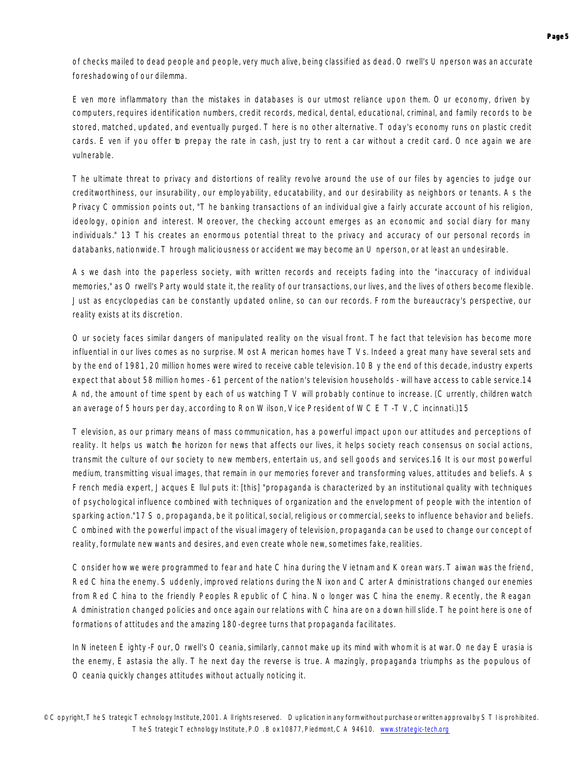of checks mailed to dead people and people, very much alive, being classified as dead. Orwell's Unperson was an accurate foreshadowing of our dilemma.

Even more inflammatory than the mistakes in databases is our utmost reliance upon them. Our economy, driven by computers, requires identification numbers, credit records, medical, dental, educational, criminal, and family records to be stored, matched, updated, and eventually purged. There is no other alternative. Today's economy runs on plastic credit cards. Even if you offer to prepay the rate in cash, just try to rent a car without a credit card. Once again we are vulnerable.

The ultimate threat to privacy and distortions of reality revolve around the use of our files by agencies to judge our creditworthiness, our insurability, our employability, educatability, and our desirability as neighbors or tenants. As the Privacy Commission points out, "The banking transactions of an individual give a fairly accurate account of his religion, ideology, opinion and interest. Moreover, the checking account emerges as an economic and social diary for many individuals." 13 This creates an enormous potential threat to the privacy and accuracy of our personal records in databanks, nationwide. Through maliciousness or accident we may become an Unperson, or at least an undesirable.

As we dash into the paperless society, with written records and receipts fading into the "inaccuracy of individual memories," as Orwell's Party would state it, the reality of our transactions, our lives, and the lives of others become flexible. Just as encyclopedias can be constantly updated online, so can our records. From the bureaucracy's perspective, our reality exists at its discretion.

Our society faces similar dangers of manipulated reality on the visual front. The fact that television has become more influential in our lives comes as no surprise. Most American homes have TVs. Indeed a great many have several sets and by the end of 1981, 20 million homes were wired to receive cable television. 10 By the end of this decade, industry experts expect that about 58 million homes - 61 percent of the nation's television households - will have access to cable service.14 And, the amount of time spent by each of us watching TV will probably continue to increase. (Currently, children watch an average of 5 hours per day, according to Ron Wilson, Vice President of WCET-TV, Cincinnati.)15

Television, as our primary means of mass communication, has a powerful impact upon our attitudes and perceptions of reality. It helps us watch the horizon for news that affects our lives, it helps society reach consensus on social actions, transmit the culture of our society to new members, entertain us, and sell goods and services.16 It is our most powerful medium, transmitting visual images, that remain in our memories forever and transforming values, attitudes and beliefs. As French media expert, Jacques Ellul puts it: [this] "propaganda is characterized by an institutional quality with techniques of psychological influence combined with techniques of organization and the envelopment of people with the intention of sparking action."17 So, propaganda, be it political, social, religious or commercial, seeks to influence behavior and beliefs. Combined with the powerful impact of the visual imagery of television, propaganda can be used to change our concept of reality, formulate new wants and desires, and even create whole new, sometimes fake, realities.

Consider how we were programmed to fear and hate China during the Vietnam and Korean wars. Taiwan was the friend, Red China the enemy. Suddenly, improved relations during the Nixon and Carter Administrations changed our enemies from Red China to the friendly Peoples Republic of China. No longer was China the enemy. Recently, the Reagan Administration changed policies and once again our relations with China are on a down hill slide. The point here is one of formations of attitudes and the amazing 180-degree turns that propaganda facilitates.

In Nineteen Eighty-Four, Orwell's Oceania, similarly, cannot make up its mind with whom it is at war. One day Eurasia is the enemy, Eastasia the ally. The next day the reverse is true. Amazingly, propaganda triumphs as the populous of Oceania quickly changes attitudes without actually noticing it.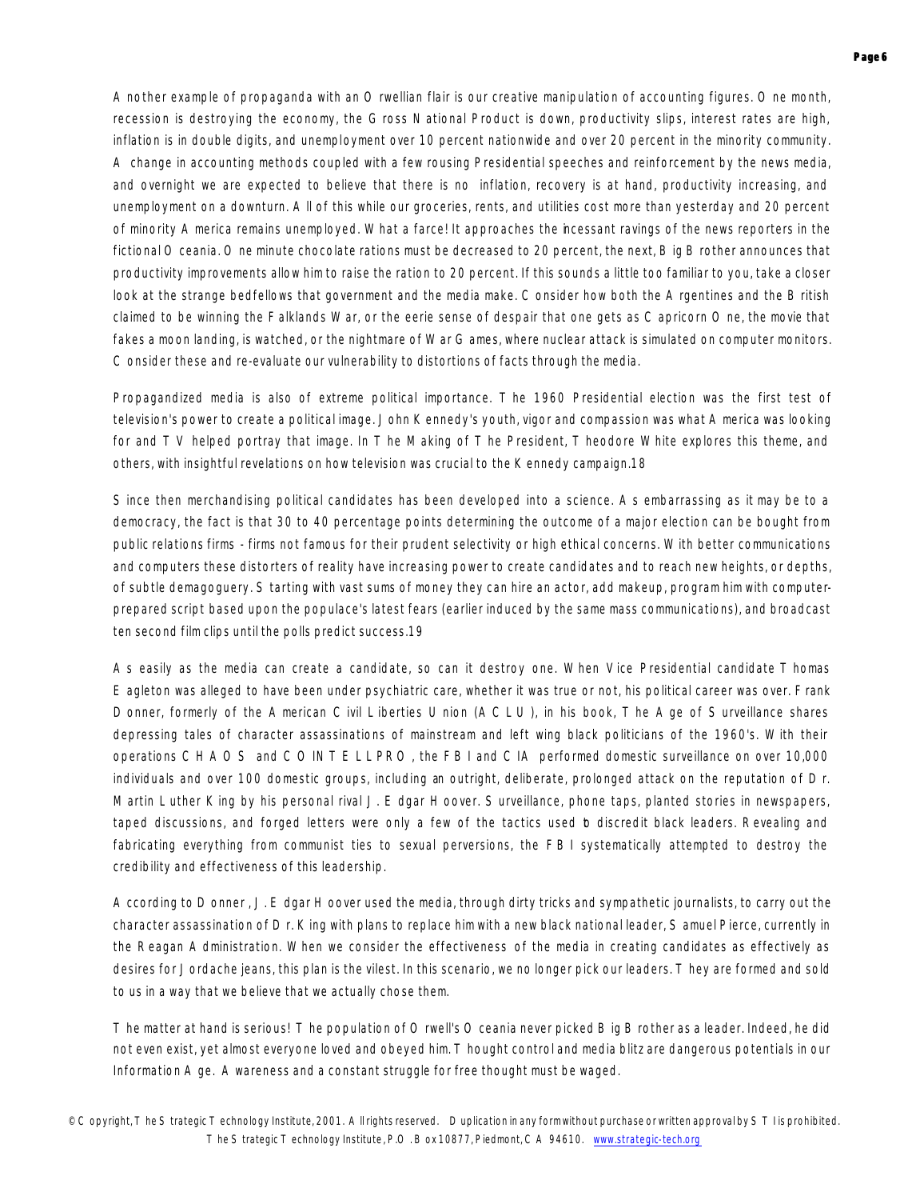Another example of propaganda with an Orwellian flair is our creative manipulation of accounting figures. One month, recession is destroying the economy, the Gross National Product is down, productivity slips, interest rates are high, inflation is in double digits, and unemployment over 10 percent nationwide and over 20 percent in the minority community. A change in accounting methods coupled with a few rousing Presidential speeches and reinforcement by the news media, and overnight we are expected to believe that there is no inflation, recovery is at hand, productivity increasing, and unemployment on a downturn. All of this while our groceries, rents, and utilities cost more than yesterday and 20 percent of minority America remains unemployed. What a farce! It approaches the incessant ravings of the news reporters in the fictional Oceania. One minute chocolate rations must be decreased to 20 percent, the next, Big Brother announces that productivity improvements allow him to raise the ration to 20 percent. If this sounds a little too familiar to you, take a closer look at the strange bedfellows that government and the media make. Consider how both the Argentines and the British claimed to be winning the Falklands War, or the eerie sense of despair that one gets as Capricorn One, the movie that fakes a moon landing, is watched, or the nightmare of War Games, where nuclear attack is simulated on computer monitors. Consider these and re-evaluate our vulnerability to distortions of facts through the media.

Propagandized media is also of extreme political importance. The 1960 Presidential election was the first test of television's power to create a political image. John Kennedy's youth, vigor and compassion was what America was looking for and TV helped portray that image. In The Making of The President, Theodore White explores this theme, and others, with insightful revelations on how television was crucial to the Kennedy campaign.18

Since then merchandising political candidates has been developed into a science. As embarrassing as it may be to a democracy, the fact is that 30 to 40 percentage points determining the outcome of a major election can be bought from public relations firms - firms not famous for their prudent selectivity or high ethical concerns. With better communications and computers these distorters of reality have increasing power to create candidates and to reach new heights, or depths, of subtle demagoguery. Starting with vast sums of money they can hire an actor, add makeup, program him with computer-prepared script based upon the populace's latest fears (earlier induced by the same mass communications), and broadcast ten second film clips until the polls predict success.19

As easily as the media can create a candidate, so can it destroy one. When Vice Presidential candidate Thomas Eagleton was alleged to have been under psychiatric care, whether it was true or not, his political career was over. Frank Donner, formerly of the American Civil Liberties Union (ACLU), in his book, The Age of Surveillance shares depressing tales of character assassinations of mainstream and left wing black politicians of the 1960's. With their operations CHAOS and COINTELLPRO, the FBI and CIA performed domestic surveillance on over 10,000 individuals and over 100 domestic groups, including an outright, deliberate, prolonged attack on the reputation of Dr. Martin Luther King by his personal rival J. Edgar Hoover. Surveillance, phone taps, planted stories in newspapers, taped discussions, and forged letters were only a few of the tactics used to discredit black leaders. Revealing and fabricating everything from communist ties to sexual perversions, the FBI systematically attempted to destroy the credibility and effectiveness of this leadership.

According to Donner, J. Edgar Hoover used the media, through dirty tricks and sympathetic journalists, to carry out the character assassination of Dr. King with plans to replace him with a new black national leader, Samuel Pierce, currently in the Reagan Administration. When we consider the effectiveness of the media in creating candidates as effectively as desires for Jordache jeans, this plan is the vilest. In this scenario, we no longer pick our leaders. They are formed and sold to us in a way that we believe that we actually chose them.

The matter at hand is serious! The population of Orwell's Oceania never picked Big Brother as a leader. Indeed, he did not even exist, yet almost everyone loved and obeyed him. Thought control and media blitz are dangerous potentials in our Information Age. Awareness and a constant struggle for free thought must be waged.

© Copyright, The Strategic Technology Institute, 2001. All rights reserved. Duplication in any form without purchase or written approval by STI is prohibited. The Strategic Technology Institute, P.O. Box 10877, Piedmont, CA 94610. www.strategic-tech.org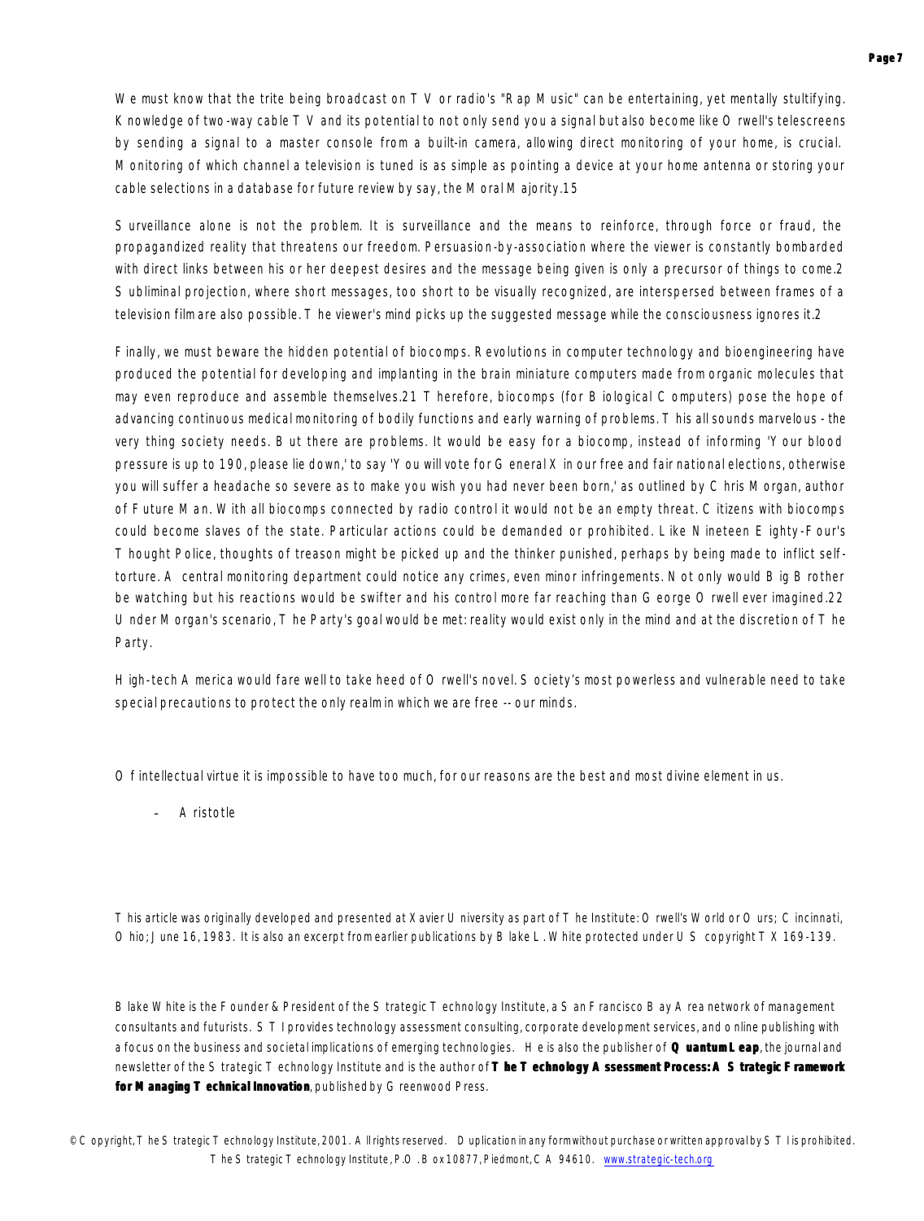We must know that the trite being broadcast on TV or radio's "Rap Music" can be entertaining, yet mentally stultifying. Knowledge of two-way cable TV and its potential to not only send you a signal but also become like Orwell's telescreens by sending a signal to a master console from a built-in camera, allowing direct monitoring of your home, is crucial. Monitoring of which channel a television is tuned is as simple as pointing a device at your home antenna or storing your cable selections in a database for future review by say, the Moral Majority.15

Surveillance alone is not the problem. It is surveillance and the means to reinforce, through force or fraud, the propagandized reality that threatens our freedom. Persuasion-by-association where the viewer is constantly bombarded with direct links between his or her deepest desires and the message being given is only a precursor of things to come.2 Subliminal projection, where short messages, too short to be visually recognized, are interspersed between frames of a television film are also possible. The viewer's mind picks up the suggested message while the consciousness ignores it.2

Finally, we must beware the hidden potential of biocomps. Revolutions in computer technology and bioengineering have produced the potential for developing and implanting in the brain miniature computers made from organic molecules that may even reproduce and assemble themselves.21 Therefore, biocomps (for Biological Computers) pose the hope of advancing continuous medical monitoring of bodily functions and early warning of problems. This all sounds marvelous - the very thing society needs. But there are problems. It would be easy for a biocomp, instead of informing 'Your blood pressure is up to 190, please lie down,' to say 'You will vote for General X in our free and fair national elections, otherwise you will suffer a headache so severe as to make you wish you had never been born,' as outlined by Chris Morgan, author of Future Man. With all biocomps connected by radio control it would not be an empty threat. Citizens with biocomps could become slaves of the state. Particular actions could be demanded or prohibited. Like Nineteen Eighty-Four's Thought Police, thoughts of treason might be picked up and the thinker punished, perhaps by being made to inflict self-torture. A central monitoring department could notice any crimes, even minor infringements. Not only would Big Brother be watching but his reactions would be swifter and his control more far reaching than George Orwell ever imagined.22 Under Morgan's scenario, The Party's goal would be met: reality would exist only in the mind and at the discretion of The Party.

High-tech America would fare well to take heed of Orwell's novel. Society's most powerless and vulnerable need to take special precautions to protect the only realm in which we are free -- our minds.

Of intellectual virtue it is impossible to have too much, for our reasons are the best and most divine element in us.

– Aristotle

This article was originally developed and presented at Xavier University as part of The Institute: Orwell's World or Ours; Cincinnati, Ohio; June 16, 1983. It is also an excerpt from earlier publications by Blake L. White protected under US copyright TX 169-139.

Blake White is the Founder & President of the Strategic Technology Institute, a San Francisco Bay Area network of management consultants and futurists. STI provides technology assessment consulting, corporate development services, and online publishing with a focus on the business and societal implications of emerging technologies. He is also the publisher of **Quantum Leap**, the journal and newsletter of the Strategic Technology Institute and is the author of **The Technology Assessment Process: A Strategic Framework for Managing Technical Innovation**, published by Greenwood Press.

© Copyright, The Strategic Technology Institute, 2001. All rights reserved. Duplication in any form without purchase or written approval by STI is prohibited. The Strategic Technology Institute, P.O. Box 10877, Piedmont, CA 94610. www.strategic-tech.org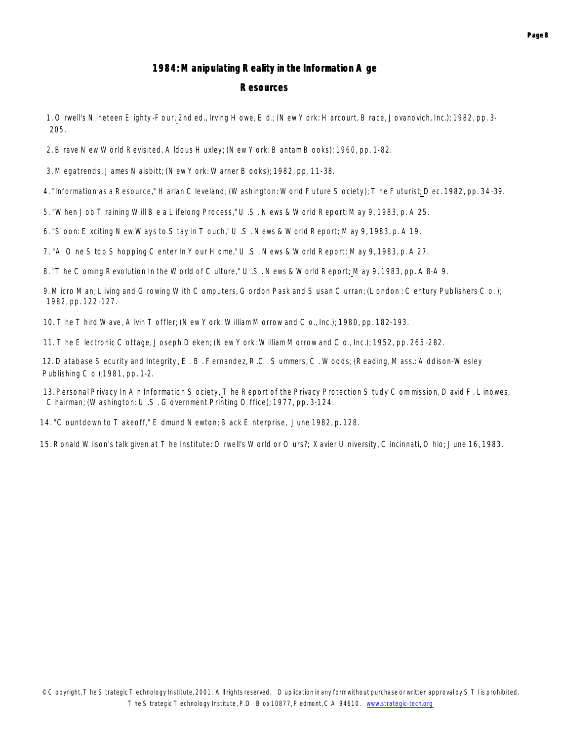# 1984: Manipulating Reality in the Information Age

## Resources

1. Orwell's Nineteen Eighty-Four, 2nd ed., Irving Howe, Ed.; (New York: Harcourt, Brace, Jovanovich, Inc.); 1982, pp. 3-205.

2. Brave New World Revisited, Aldous Huxley; (New York: Bantam Books); 1960, pp. 1-82.

3. Megatrends, James Naisbitt; (New York: Warner Books); 1982, pp. 11-38.

4. "Information as a Resource," Harlan Cleveland; (Washington: World Future Society); The Futurist; Dec. 1982, pp. 34-39.

5. "When Job Training Will Be a Lifelong Process," U.S. News & World Report; May 9, 1983, p. A25.

6. "Soon: Exciting New Ways to Stay in Touch," U.S. News & World Report; May 9, 1983, p. A19.

7. "A One Stop Shopping Center In Your Home," U.S. News & World Report; May 9, 1983, p. A27.

8. "The Coming Revolution In the World of Culture," U.S. News & World Report; May 9, 1983, pp. A8-A9.

9. Micro Man; Living and Growing With Computers, Gordon Pask and Susan Curran; (London: Century Publishers Co.); 1982, pp. 122-127.

10. The Third Wave, Alvin Toffler; (New York: William Morrow and Co., Inc.); 1980, pp. 182-193.

11. The Electronic Cottage, Joseph Deken; (New York: William Morrow and Co., Inc.); 1952, pp. 265-282.

12. Database Security and Integrity, E.B. Fernandez, R.C. Summers, C. Woods; (Reading, Mass.: Addison-Wesley Publishing Co.);1981, pp. 1-2.

13. Personal Privacy In An Information Society, The Report of the Privacy Protection Study Commission, David F. Linowes, Chairman; (Washington: U.S. Government Printing Office); 1977, pp. 3-124.

14. "Countdown to Takeoff," Edmund Newton; Back Enterprise, June 1982, p. 128.

15. Ronald Wilson's talk given at The Institute: Orwell's World or Ours?; Xavier University, Cincinnati, Ohio; June 16, 1983.

© Copyright, The Strategic Technology Institute, 2001. All rights reserved. Duplication in any form without purchase or written approval by STI is prohibited.
The Strategic Technology Institute, P.O. Box 10877, Piedmont, CA 94610. www.strategic-tech.org